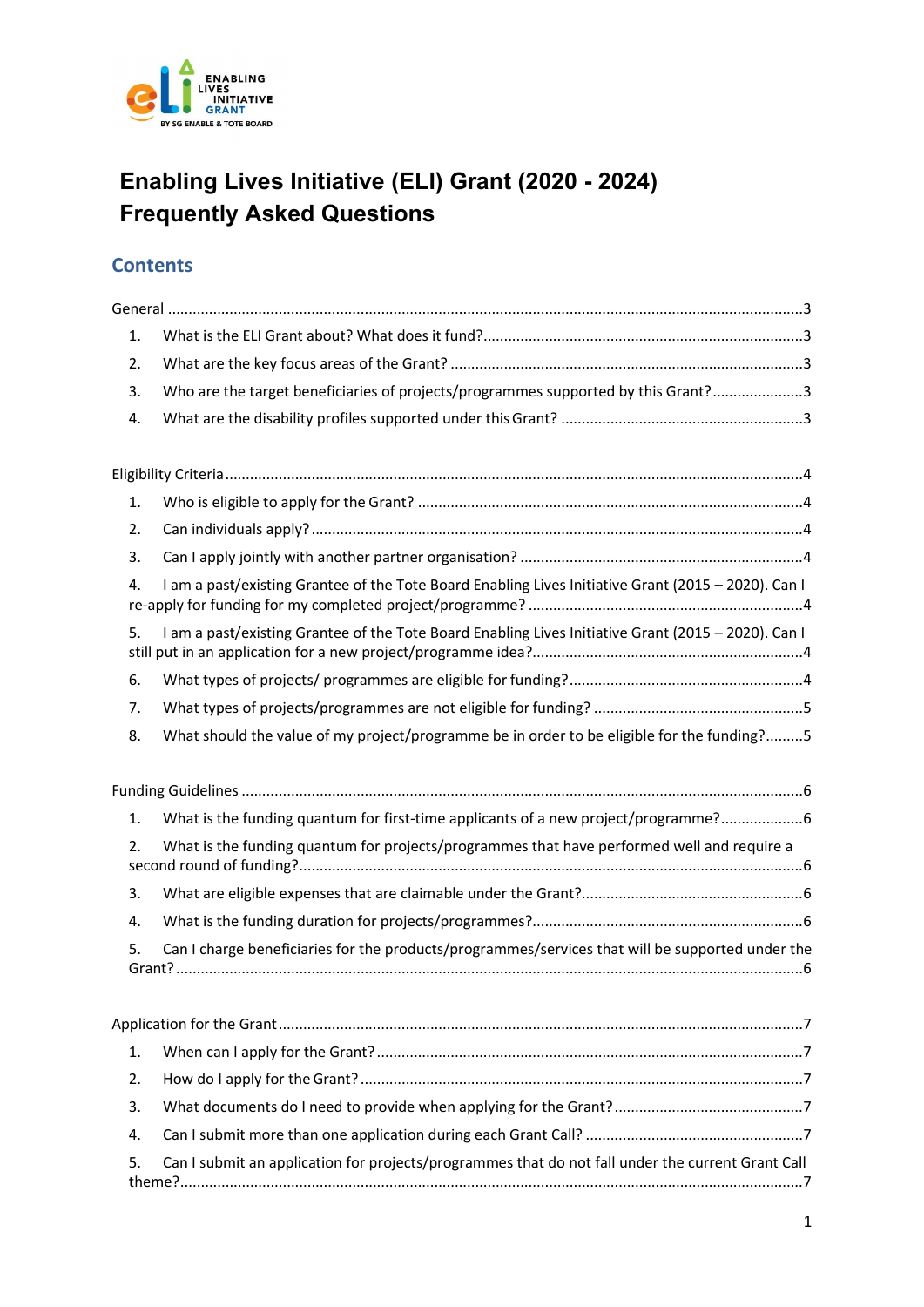# Enabling Lives Initiative (ELI) Grant (2020 - 2024) Frequently Asked Questions

## Contents

General ....................................................................................................................................3

1. What is the ELI Grant about? What does it fund? ....................................................................3
2. What are the key focus areas of the Grant? ............................................................................3
3. Who are the target beneficiaries of projects/programmes supported by this Grant? ......................3
4. What are the disability profiles supported under this Grant? .....................................................3

Eligibility Criteria ....................................................................................................................4

1. Who is eligible to apply for the Grant? ....................................................................................4
2. Can individuals apply? ..........................................................................................................4
3. Can I apply jointly with another partner organisation? ..............................................................4
4. I am a past/existing Grantee of the Tote Board Enabling Lives Initiative Grant (2015 – 2020). Can I re-apply for funding for my completed project/programme? ..........................................................4
5. I am a past/existing Grantee of the Tote Board Enabling Lives Initiative Grant (2015 – 2020). Can I still put in an application for a new project/programme idea? ..........................................................4
6. What types of projects/ programmes are eligible for funding? ....................................................4
7. What types of projects/programmes are not eligible for funding? ...............................................5
8. What should the value of my project/programme be in order to be eligible for the funding? .........5

Funding Guidelines ..................................................................................................................6

1. What is the funding quantum for first-time applicants of a new project/programme? ....................6
2. What is the funding quantum for projects/programmes that have performed well and require a second round of funding? ..........................................................................................................6
3. What are eligible expenses that are claimable under the Grant? .................................................6
4. What is the funding duration for projects/programmes? ...........................................................6
5. Can I charge beneficiaries for the products/programmes/services that will be supported under the Grant? .................................................................................................................................6

Application for the Grant ..........................................................................................................7

1. When can I apply for the Grant? ............................................................................................7
2. How do I apply for the Grant? ...............................................................................................7
3. What documents do I need to provide when applying for the Grant? ..........................................7
4. Can I submit more than one application during each Grant Call? ...............................................7
5. Can I submit an application for projects/programmes that do not fall under the current Grant Call theme? ..................................................................................................................................7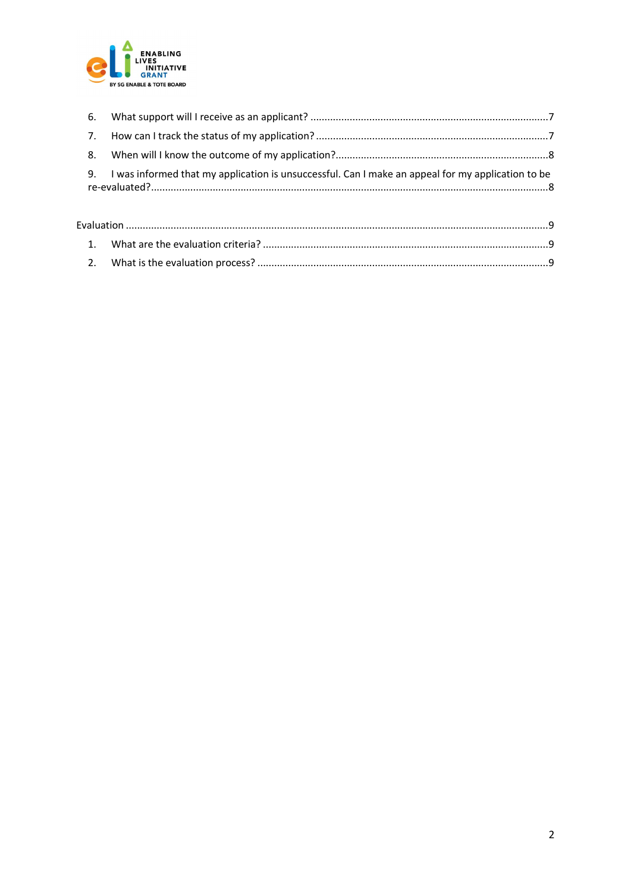6. What support will I receive as an applicant? ....................................................................................7
7. How can I track the status of my application? ...................................................................................7
8. When will I know the outcome of my application?...........................................................................8
9. I was informed that my application is unsuccessful. Can I make an appeal for my application to be re-evaluated?...........................................................................................................................................8

Evaluation .....................................................................................................................................................9

1. What are the evaluation criteria? .....................................................................................................9
2. What is the evaluation process? .......................................................................................................9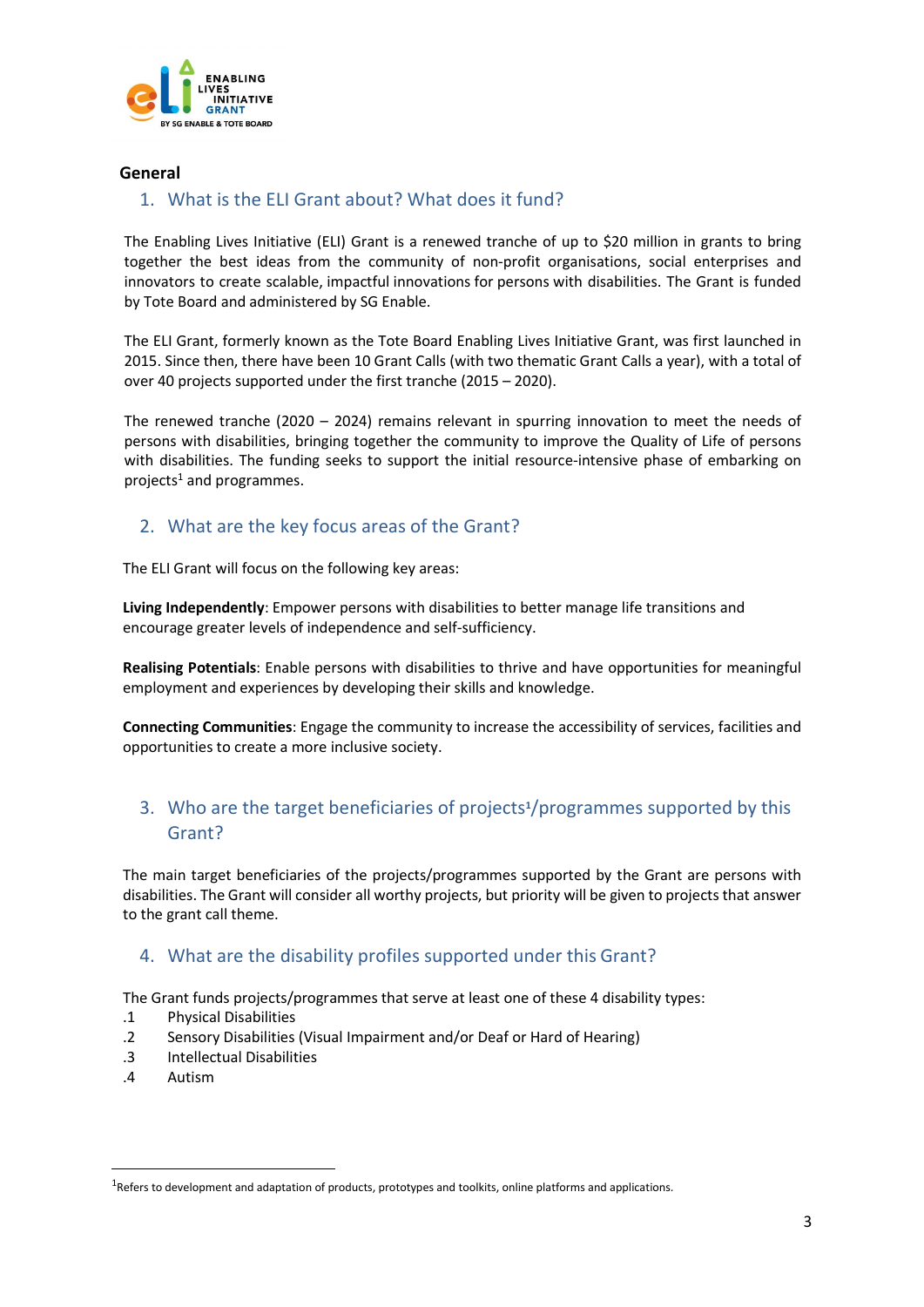## General

### 1. What is the ELI Grant about? What does it fund?

The Enabling Lives Initiative (ELI) Grant is a renewed tranche of up to $20 million in grants to bring together the best ideas from the community of non-profit organisations, social enterprises and innovators to create scalable, impactful innovations for persons with disabilities. The Grant is funded by Tote Board and administered by SG Enable.

The ELI Grant, formerly known as the Tote Board Enabling Lives Initiative Grant, was first launched in 2015. Since then, there have been 10 Grant Calls (with two thematic Grant Calls a year), with a total of over 40 projects supported under the first tranche (2015 – 2020).

The renewed tranche (2020 – 2024) remains relevant in spurring innovation to meet the needs of persons with disabilities, bringing together the community to improve the Quality of Life of persons with disabilities. The funding seeks to support the initial resource-intensive phase of embarking on projects[1] and programmes.

### 2. What are the key focus areas of the Grant?

The ELI Grant will focus on the following key areas:

**Living Independently**: Empower persons with disabilities to better manage life transitions and encourage greater levels of independence and self-sufficiency.

**Realising Potentials**: Enable persons with disabilities to thrive and have opportunities for meaningful employment and experiences by developing their skills and knowledge.

**Connecting Communities**: Engage the community to increase the accessibility of services, facilities and opportunities to create a more inclusive society.

### 3. Who are the target beneficiaries of projects[1]/programmes supported by this Grant?

The main target beneficiaries of the projects/programmes supported by the Grant are persons with disabilities. The Grant will consider all worthy projects, but priority will be given to projects that answer to the grant call theme.

### 4. What are the disability profiles supported under this Grant?

The Grant funds projects/programmes that serve at least one of these 4 disability types:

.1 Physical Disabilities
.2 Sensory Disabilities (Visual Impairment and/or Deaf or Hard of Hearing)
.3 Intellectual Disabilities
.4 Autism

---

[1] Refers to development and adaptation of products, prototypes and toolkits, online platforms and applications.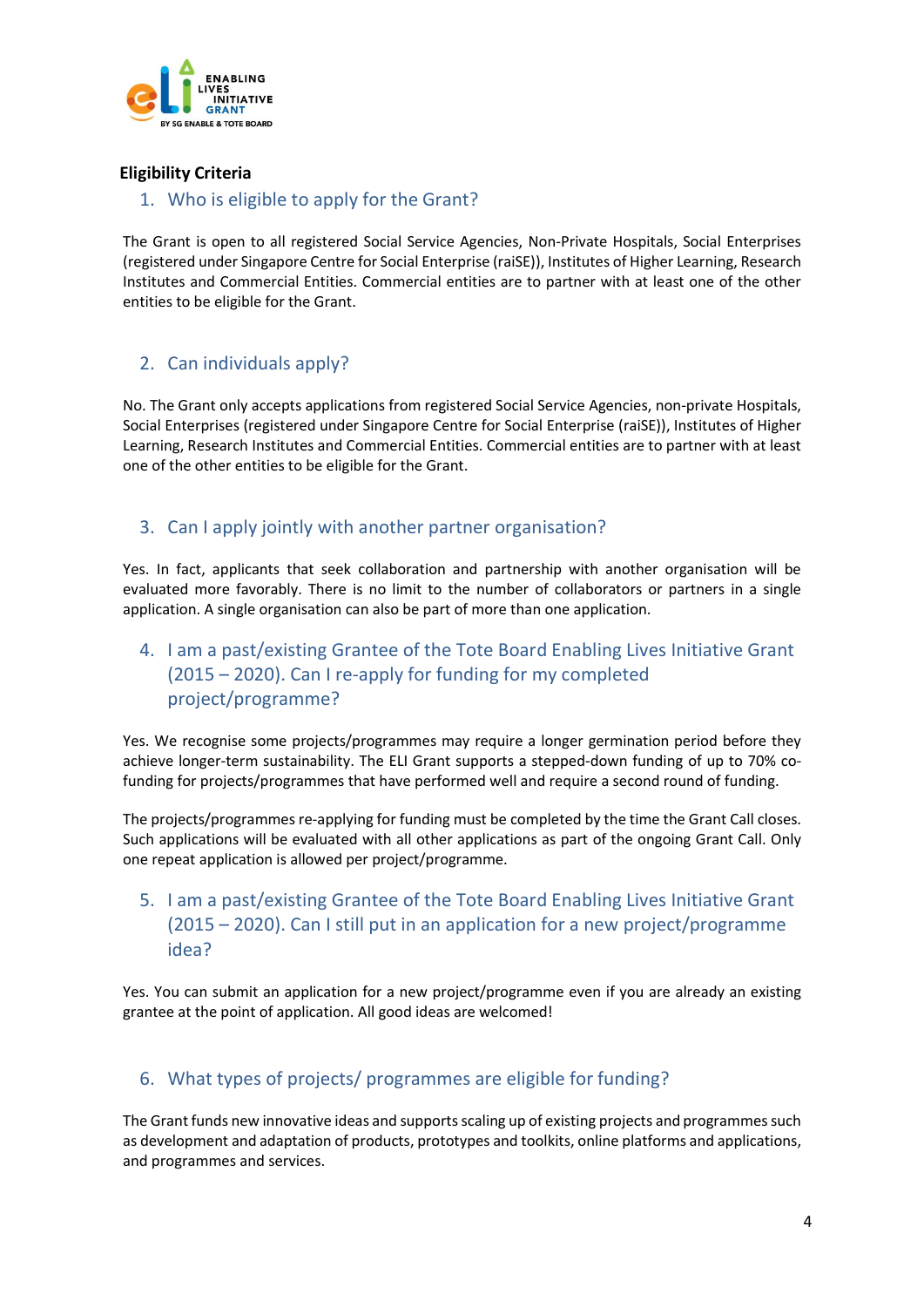**Eligibility Criteria**

## 1. Who is eligible to apply for the Grant?

The Grant is open to all registered Social Service Agencies, Non-Private Hospitals, Social Enterprises (registered under Singapore Centre for Social Enterprise (raiSE)), Institutes of Higher Learning, Research Institutes and Commercial Entities. Commercial entities are to partner with at least one of the other entities to be eligible for the Grant.

## 2. Can individuals apply?

No. The Grant only accepts applications from registered Social Service Agencies, non-private Hospitals, Social Enterprises (registered under Singapore Centre for Social Enterprise (raiSE)), Institutes of Higher Learning, Research Institutes and Commercial Entities. Commercial entities are to partner with at least one of the other entities to be eligible for the Grant.

## 3. Can I apply jointly with another partner organisation?

Yes. In fact, applicants that seek collaboration and partnership with another organisation will be evaluated more favorably. There is no limit to the number of collaborators or partners in a single application. A single organisation can also be part of more than one application.

## 4. I am a past/existing Grantee of the Tote Board Enabling Lives Initiative Grant (2015 – 2020). Can I re-apply for funding for my completed project/programme?

Yes. We recognise some projects/programmes may require a longer germination period before they achieve longer-term sustainability. The ELI Grant supports a stepped-down funding of up to 70% co-funding for projects/programmes that have performed well and require a second round of funding.

The projects/programmes re-applying for funding must be completed by the time the Grant Call closes. Such applications will be evaluated with all other applications as part of the ongoing Grant Call. Only one repeat application is allowed per project/programme.

## 5. I am a past/existing Grantee of the Tote Board Enabling Lives Initiative Grant (2015 – 2020). Can I still put in an application for a new project/programme idea?

Yes. You can submit an application for a new project/programme even if you are already an existing grantee at the point of application. All good ideas are welcomed!

## 6. What types of projects/ programmes are eligible for funding?

The Grant funds new innovative ideas and supports scaling up of existing projects and programmes such as development and adaptation of products, prototypes and toolkits, online platforms and applications, and programmes and services.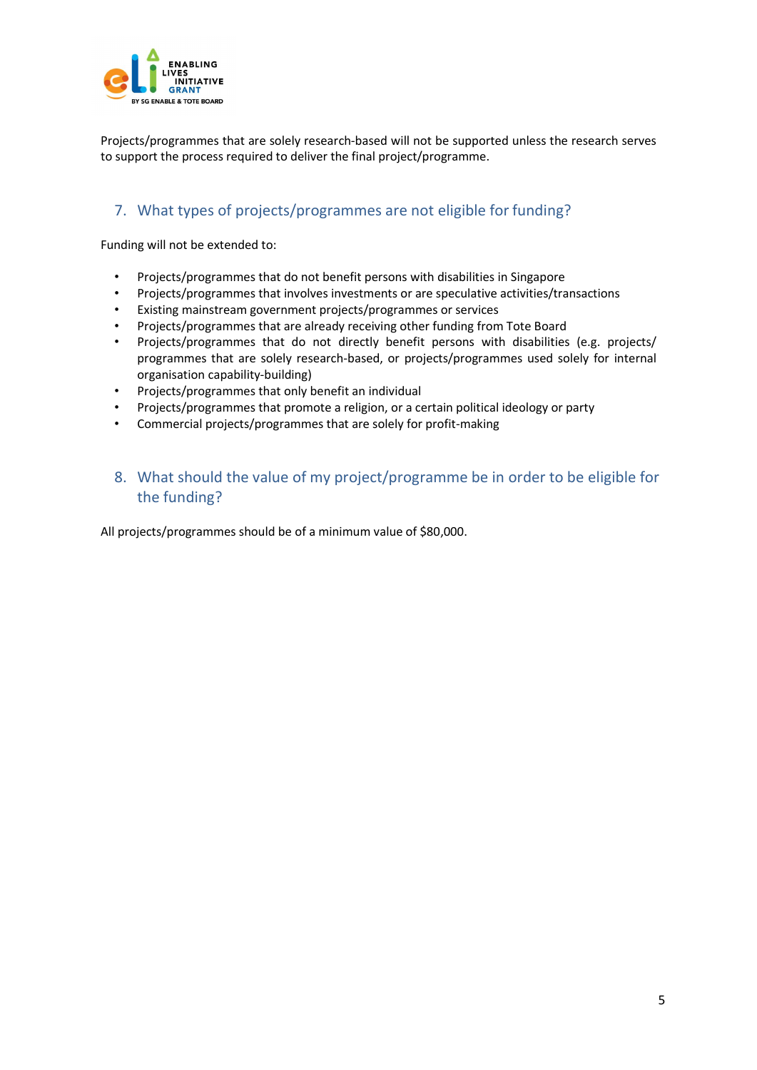Projects/programmes that are solely research-based will not be supported unless the research serves to support the process required to deliver the final project/programme.

## 7. What types of projects/programmes are not eligible for funding?

Funding will not be extended to:

- Projects/programmes that do not benefit persons with disabilities in Singapore
- Projects/programmes that involves investments or are speculative activities/transactions
- Existing mainstream government projects/programmes or services
- Projects/programmes that are already receiving other funding from Tote Board
- Projects/programmes that do not directly benefit persons with disabilities (e.g. projects/ programmes that are solely research-based, or projects/programmes used solely for internal organisation capability-building)
- Projects/programmes that only benefit an individual
- Projects/programmes that promote a religion, or a certain political ideology or party
- Commercial projects/programmes that are solely for profit-making

## 8. What should the value of my project/programme be in order to be eligible for the funding?

All projects/programmes should be of a minimum value of $80,000.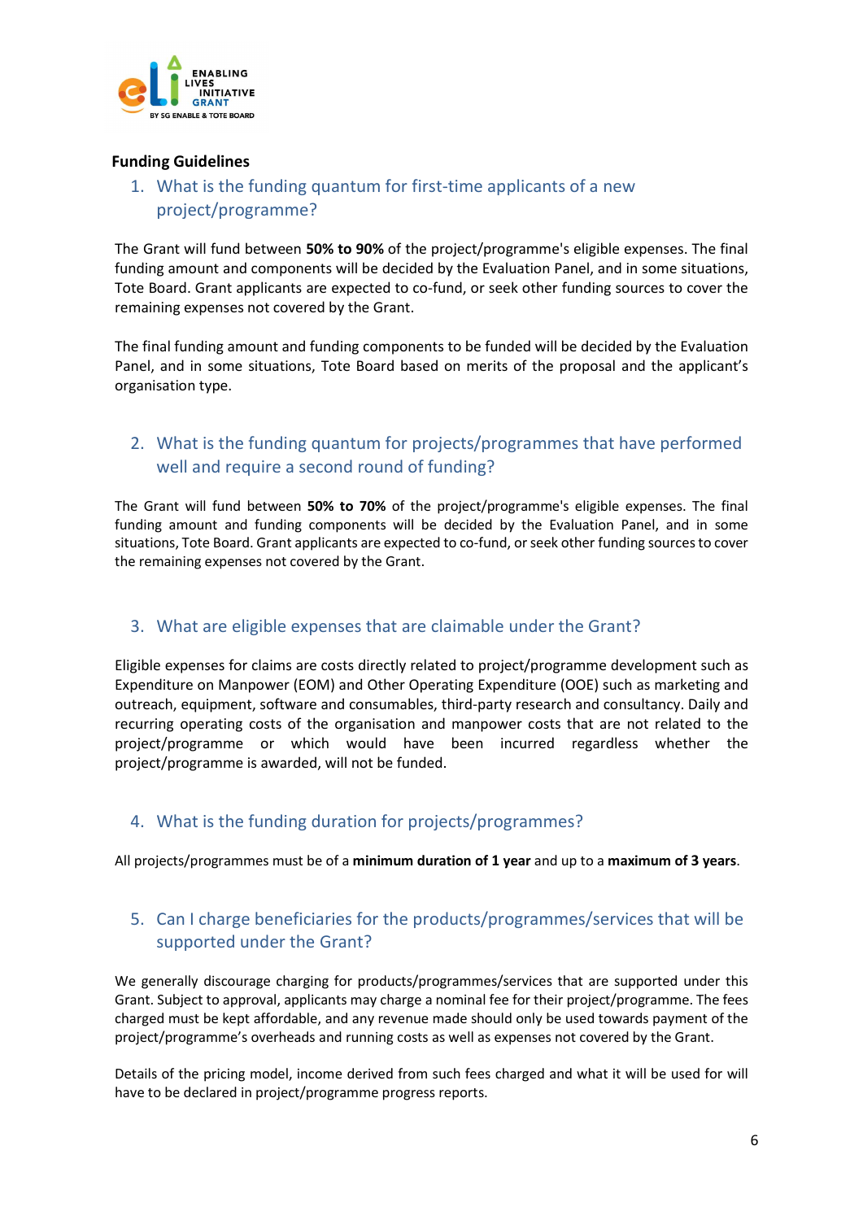**Funding Guidelines**

1. What is the funding quantum for first-time applicants of a new project/programme?

The Grant will fund between **50% to 90%** of the project/programme's eligible expenses. The final funding amount and components will be decided by the Evaluation Panel, and in some situations, Tote Board. Grant applicants are expected to co-fund, or seek other funding sources to cover the remaining expenses not covered by the Grant.

The final funding amount and funding components to be funded will be decided by the Evaluation Panel, and in some situations, Tote Board based on merits of the proposal and the applicant's organisation type.

2. What is the funding quantum for projects/programmes that have performed well and require a second round of funding?

The Grant will fund between **50% to 70%** of the project/programme's eligible expenses. The final funding amount and funding components will be decided by the Evaluation Panel, and in some situations, Tote Board. Grant applicants are expected to co-fund, or seek other funding sources to cover the remaining expenses not covered by the Grant.

3. What are eligible expenses that are claimable under the Grant?

Eligible expenses for claims are costs directly related to project/programme development such as Expenditure on Manpower (EOM) and Other Operating Expenditure (OOE) such as marketing and outreach, equipment, software and consumables, third-party research and consultancy. Daily and recurring operating costs of the organisation and manpower costs that are not related to the project/programme or which would have been incurred regardless whether the project/programme is awarded, will not be funded.

4. What is the funding duration for projects/programmes?

All projects/programmes must be of a **minimum duration of 1 year** and up to a **maximum of 3 years**.

5. Can I charge beneficiaries for the products/programmes/services that will be supported under the Grant?

We generally discourage charging for products/programmes/services that are supported under this Grant. Subject to approval, applicants may charge a nominal fee for their project/programme. The fees charged must be kept affordable, and any revenue made should only be used towards payment of the project/programme's overheads and running costs as well as expenses not covered by the Grant.

Details of the pricing model, income derived from such fees charged and what it will be used for will have to be declared in project/programme progress reports.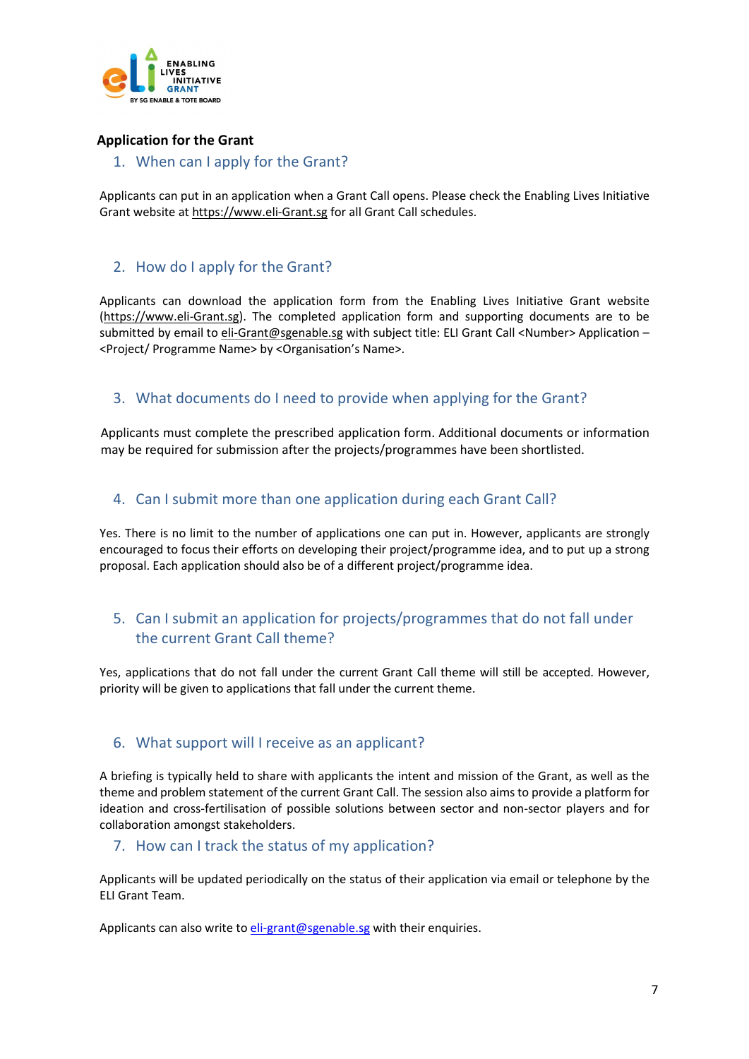## Application for the Grant

### 1. When can I apply for the Grant?

Applicants can put in an application when a Grant Call opens. Please check the Enabling Lives Initiative Grant website at https://www.eli-Grant.sg for all Grant Call schedules.

### 2. How do I apply for the Grant?

Applicants can download the application form from the Enabling Lives Initiative Grant website (https://www.eli-Grant.sg). The completed application form and supporting documents are to be submitted by email to eli-Grant@sgenable.sg with subject title: ELI Grant Call <Number> Application – <Project/ Programme Name> by <Organisation's Name>.

### 3. What documents do I need to provide when applying for the Grant?

Applicants must complete the prescribed application form. Additional documents or information may be required for submission after the projects/programmes have been shortlisted.

### 4. Can I submit more than one application during each Grant Call?

Yes. There is no limit to the number of applications one can put in. However, applicants are strongly encouraged to focus their efforts on developing their project/programme idea, and to put up a strong proposal. Each application should also be of a different project/programme idea.

### 5. Can I submit an application for projects/programmes that do not fall under the current Grant Call theme?

Yes, applications that do not fall under the current Grant Call theme will still be accepted. However, priority will be given to applications that fall under the current theme.

### 6. What support will I receive as an applicant?

A briefing is typically held to share with applicants the intent and mission of the Grant, as well as the theme and problem statement of the current Grant Call. The session also aims to provide a platform for ideation and cross-fertilisation of possible solutions between sector and non-sector players and for collaboration amongst stakeholders.

### 7. How can I track the status of my application?

Applicants will be updated periodically on the status of their application via email or telephone by the ELI Grant Team.

Applicants can also write to eli-grant@sgenable.sg with their enquiries.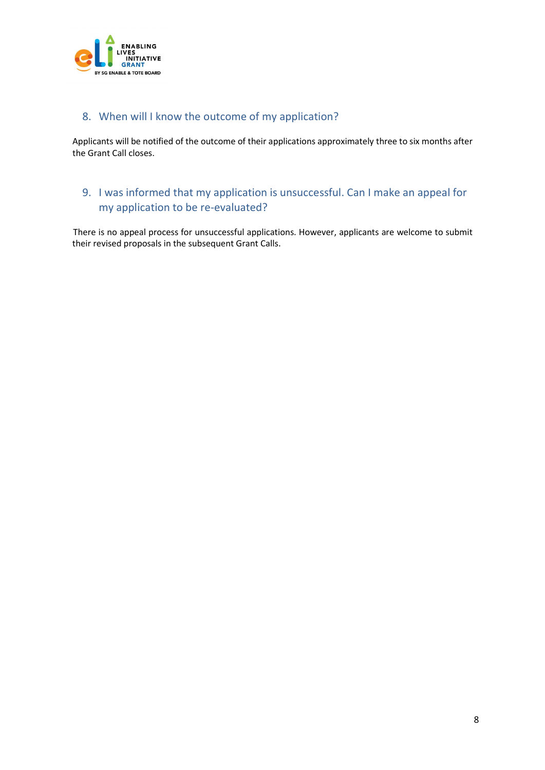## 8. When will I know the outcome of my application?

Applicants will be notified of the outcome of their applications approximately three to six months after the Grant Call closes.

## 9. I was informed that my application is unsuccessful. Can I make an appeal for my application to be re-evaluated?

There is no appeal process for unsuccessful applications. However, applicants are welcome to submit their revised proposals in the subsequent Grant Calls.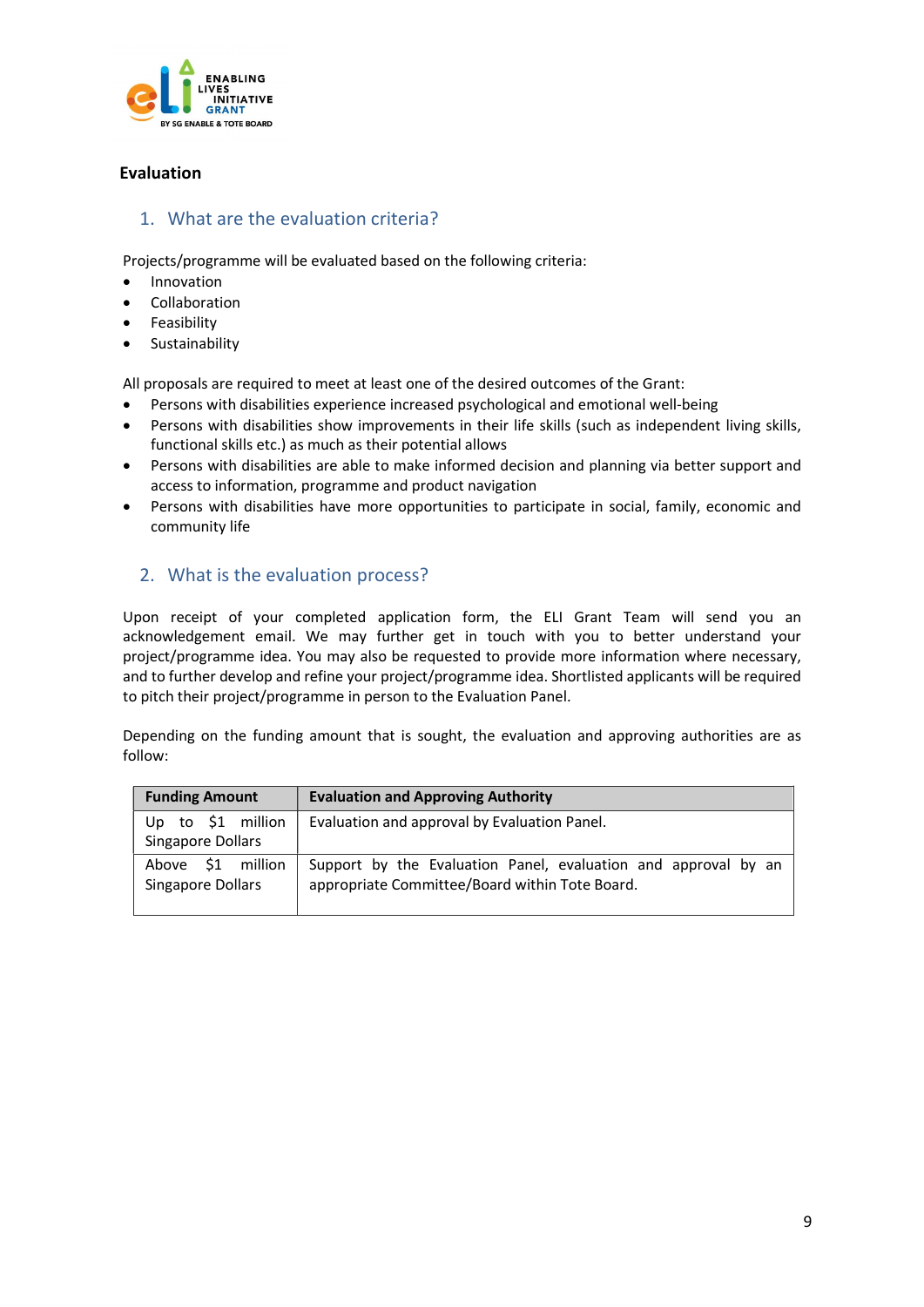## Evaluation

### 1. What are the evaluation criteria?

Projects/programme will be evaluated based on the following criteria:

- Innovation
- Collaboration
- Feasibility
- Sustainability

All proposals are required to meet at least one of the desired outcomes of the Grant:

- Persons with disabilities experience increased psychological and emotional well-being
- Persons with disabilities show improvements in their life skills (such as independent living skills, functional skills etc.) as much as their potential allows
- Persons with disabilities are able to make informed decision and planning via better support and access to information, programme and product navigation
- Persons with disabilities have more opportunities to participate in social, family, economic and community life

### 2. What is the evaluation process?

Upon receipt of your completed application form, the ELI Grant Team will send you an acknowledgement email. We may further get in touch with you to better understand your project/programme idea. You may also be requested to provide more information where necessary, and to further develop and refine your project/programme idea. Shortlisted applicants will be required to pitch their project/programme in person to the Evaluation Panel.

Depending on the funding amount that is sought, the evaluation and approving authorities are as follow:

| Funding Amount | Evaluation and Approving Authority |
|---|---|
| Up to $1 million Singapore Dollars | Evaluation and approval by Evaluation Panel. |
| Above $1 million Singapore Dollars | Support by the Evaluation Panel, evaluation and approval by an appropriate Committee/Board within Tote Board. |